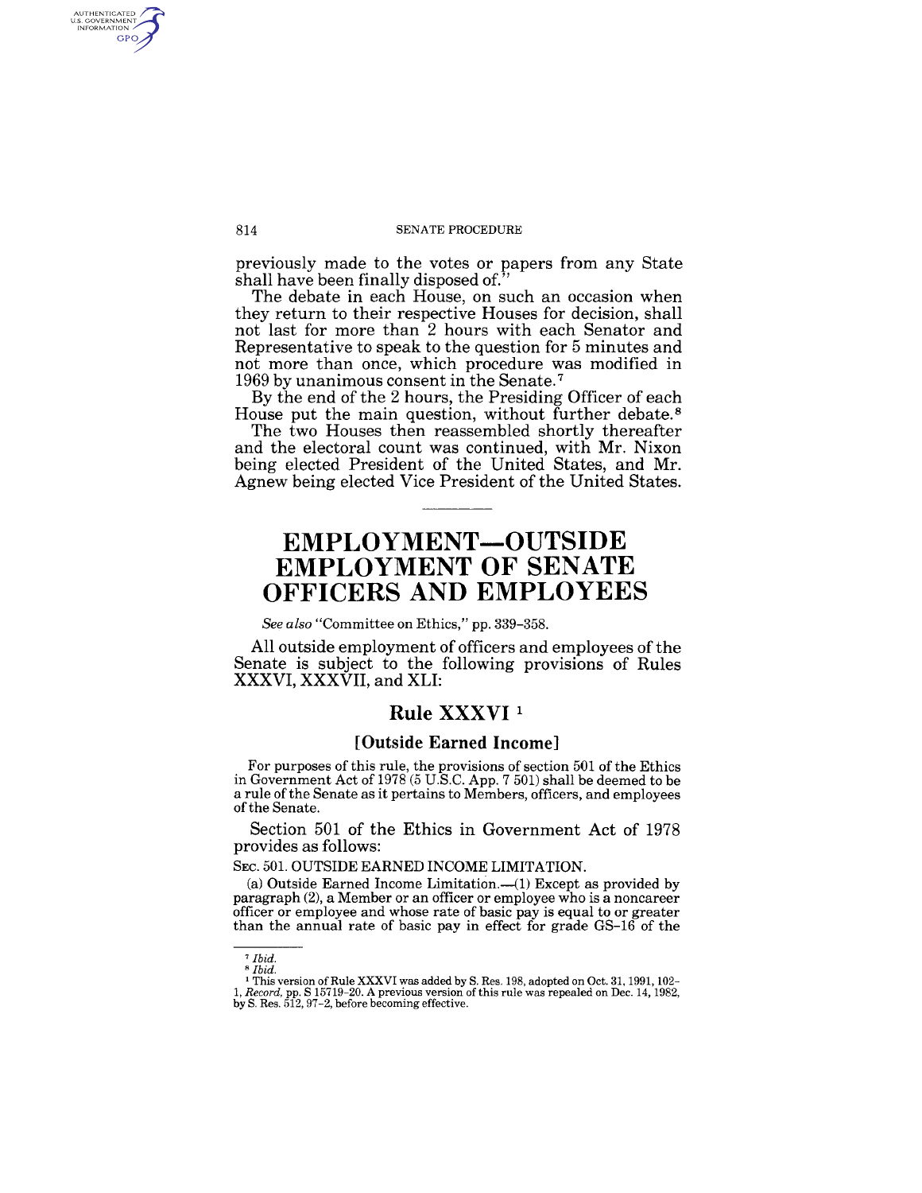previously made to the votes or papers from any State shall have been finally disposed of."

The debate in each House, on such an occasion when they return to their respective Houses for decision, shall not last for more than 2 hours with each Senator and Representative to speak to the question for 5 minutes and not more than once, which procedure was modified in 1969 by unanimous consent in the Senate.[7]

By the end of the 2 hours, the Presiding Officer of each House put the main question, without further debate.[8]

The two Houses then reassembled shortly thereafter and the electoral count was continued, with Mr. Nixon being elected President of the United States, and Mr. Agnew being elected Vice President of the United States.

---

# EMPLOYMENT—OUTSIDE EMPLOYMENT OF SENATE OFFICERS AND EMPLOYEES

*See also* "Committee on Ethics," pp. 339–358.

All outside employment of officers and employees of the Senate is subject to the following provisions of Rules XXXVI, XXXVII, and XLI:

## Rule XXXVI [1]

### [Outside Earned Income]

For purposes of this rule, the provisions of section 501 of the Ethics in Government Act of 1978 (5 U.S.C. App. 7 501) shall be deemed to be a rule of the Senate as it pertains to Members, officers, and employees of the Senate.

Section 501 of the Ethics in Government Act of 1978 provides as follows:

SEC. 501. OUTSIDE EARNED INCOME LIMITATION.

(a) Outside Earned Income Limitation.—(1) Except as provided by paragraph (2), a Member or an officer or employee who is a noncareer officer or employee and whose rate of basic pay is equal to or greater than the annual rate of basic pay in effect for grade GS–16 of the

---

[7] *Ibid.*

[8] *Ibid.*

[1] This version of Rule XXXVI was added by S. Res. 198, adopted on Oct. 31, 1991, 102–1, *Record*, pp. S 15719–20. A previous version of this rule was repealed on Dec. 14, 1982, by S. Res. 512, 97–2, before becoming effective.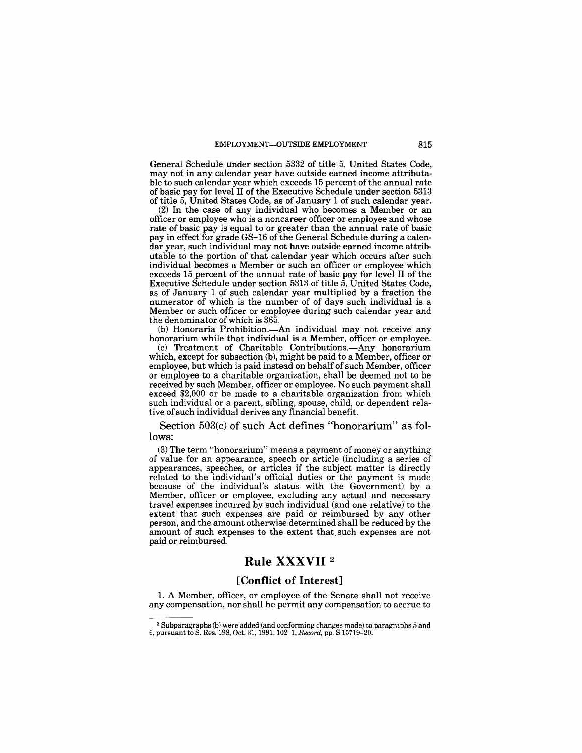General Schedule under section 5332 of title 5, United States Code, may not in any calendar year have outside earned income attributable to such calendar year which exceeds 15 percent of the annual rate of basic pay for level II of the Executive Schedule under section 5313 of title 5, United States Code, as of January 1 of such calendar year.

(2) In the case of any individual who becomes a Member or an officer or employee who is a noncareer officer or employee and whose rate of basic pay is equal to or greater than the annual rate of basic pay in effect for grade GS–16 of the General Schedule during a calendar year, such individual may not have outside earned income attributable to the portion of that calendar year which occurs after such individual becomes a Member or such an officer or employee which exceeds 15 percent of the annual rate of basic pay for level II of the Executive Schedule under section 5313 of title 5, United States Code, as of January 1 of such calendar year multiplied by a fraction the numerator of which is the number of of days such individual is a Member or such officer or employee during such calendar year and the denominator of which is 365.

(b) Honoraria Prohibition.—An individual may not receive any honorarium while that individual is a Member, officer or employee.

(c) Treatment of Charitable Contributions.—Any honorarium which, except for subsection (b), might be paid to a Member, officer or employee, but which is paid instead on behalf of such Member, officer or employee to a charitable organization, shall be deemed not to be received by such Member, officer or employee. No such payment shall exceed $2,000 or be made to a charitable organization from which such individual or a parent, sibling, spouse, child, or dependent relative of such individual derives any financial benefit.

Section 503(c) of such Act defines "honorarium" as follows:

(3) The term "honorarium" means a payment of money or anything of value for an appearance, speech or article (including a series of appearances, speeches, or articles if the subject matter is directly related to the individual's official duties or the payment is made because of the individual's status with the Government) by a Member, officer or employee, excluding any actual and necessary travel expenses incurred by such individual (and one relative) to the extent that such expenses are paid or reimbursed by any other person, and the amount otherwise determined shall be reduced by the amount of such expenses to the extent that such expenses are not paid or reimbursed.

## Rule XXXVII [2]

### [Conflict of Interest]

1. A Member, officer, or employee of the Senate shall not receive any compensation, nor shall he permit any compensation to accrue to

[2] Subparagraphs (b) were added (and conforming changes made) to paragraphs 5 and 6, pursuant to S. Res. 198, Oct. 31, 1991, 102–1, *Record*, pp. S 15719–20.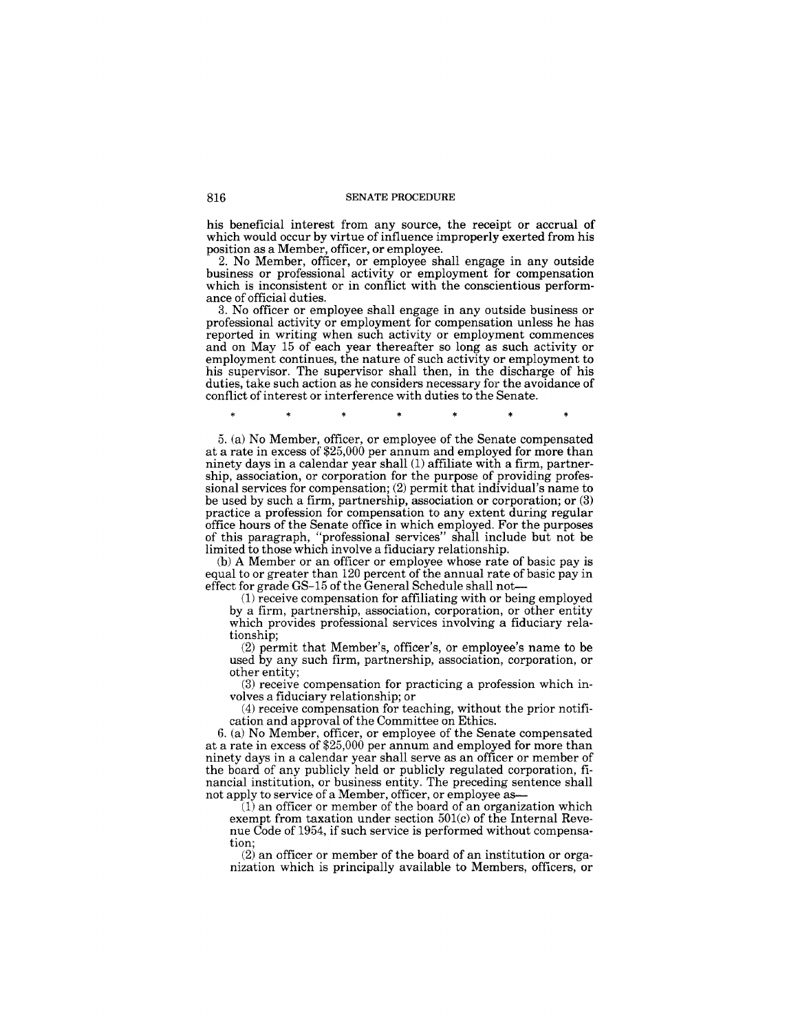his beneficial interest from any source, the receipt or accrual of which would occur by virtue of influence improperly exerted from his position as a Member, officer, or employee.

2. No Member, officer, or employee shall engage in any outside business or professional activity or employment for compensation which is inconsistent or in conflict with the conscientious performance of official duties.

3. No officer or employee shall engage in any outside business or professional activity or employment for compensation unless he has reported in writing when such activity or employment commences and on May 15 of each year thereafter so long as such activity or employment continues, the nature of such activity or employment to his supervisor. The supervisor shall then, in the discharge of his duties, take such action as he considers necessary for the avoidance of conflict of interest or interference with duties to the Senate.

\* \* \* \* \* \* \*

5. (a) No Member, officer, or employee of the Senate compensated at a rate in excess of $25,000 per annum and employed for more than ninety days in a calendar year shall (1) affiliate with a firm, partnership, association, or corporation for the purpose of providing professional services for compensation; (2) permit that individual's name to be used by such a firm, partnership, association or corporation; or (3) practice a profession for compensation to any extent during regular office hours of the Senate office in which employed. For the purposes of this paragraph, "professional services" shall include but not be limited to those which involve a fiduciary relationship.

(b) A Member or an officer or employee whose rate of basic pay is equal to or greater than 120 percent of the annual rate of basic pay in effect for grade GS–15 of the General Schedule shall not—

(1) receive compensation for affiliating with or being employed by a firm, partnership, association, corporation, or other entity which provides professional services involving a fiduciary relationship;

(2) permit that Member's, officer's, or employee's name to be used by any such firm, partnership, association, corporation, or other entity;

(3) receive compensation for practicing a profession which involves a fiduciary relationship; or

(4) receive compensation for teaching, without the prior notification and approval of the Committee on Ethics.

6. (a) No Member, officer, or employee of the Senate compensated at a rate in excess of $25,000 per annum and employed for more than ninety days in a calendar year shall serve as an officer or member of the board of any publicly held or publicly regulated corporation, financial institution, or business entity. The preceding sentence shall not apply to service of a Member, officer, or employee as—

(1) an officer or member of the board of an organization which exempt from taxation under section 501(c) of the Internal Revenue Code of 1954, if such service is performed without compensation;

(2) an officer or member of the board of an institution or organization which is principally available to Members, officers, or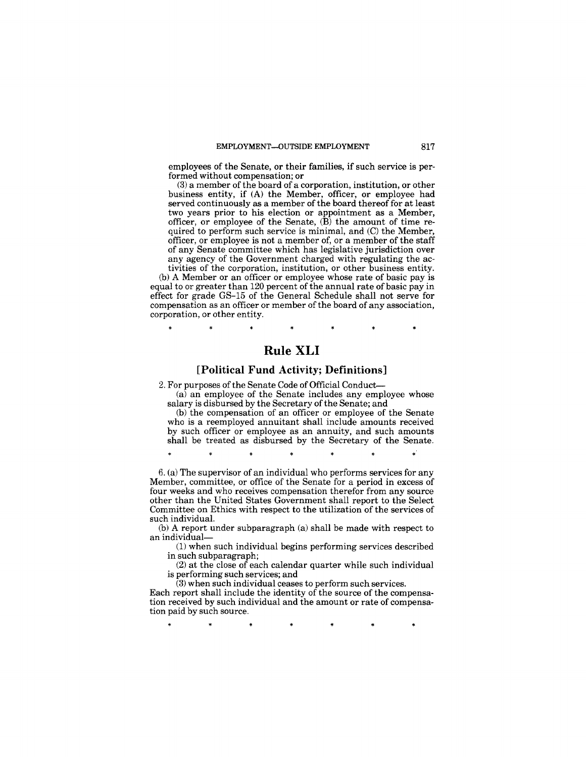employees of the Senate, or their families, if such service is performed without compensation; or

(3) a member of the board of a corporation, institution, or other business entity, if (A) the Member, officer, or employee had served continuously as a member of the board thereof for at least two years prior to his election or appointment as a Member, officer, or employee of the Senate, (B) the amount of time required to perform such service is minimal, and (C) the Member, officer, or employee is not a member of, or a member of the staff of any Senate committee which has legislative jurisdiction over any agency of the Government charged with regulating the activities of the corporation, institution, or other business entity.

(b) A Member or an officer or employee whose rate of basic pay is equal to or greater than 120 percent of the annual rate of basic pay in effect for grade GS–15 of the General Schedule shall not serve for compensation as an officer or member of the board of any association, corporation, or other entity.

\* \* \* \* \* \* \*

## Rule XLI

### [Political Fund Activity; Definitions]

2. For purposes of the Senate Code of Official Conduct—

(a) an employee of the Senate includes any employee whose salary is disbursed by the Secretary of the Senate; and

(b) the compensation of an officer or employee of the Senate who is a reemployed annuitant shall include amounts received by such officer or employee as an annuity, and such amounts shall be treated as disbursed by the Secretary of the Senate.

\* \* \* \* \* \* \*

6. (a) The supervisor of an individual who performs services for any Member, committee, or office of the Senate for a period in excess of four weeks and who receives compensation therefor from any source other than the United States Government shall report to the Select Committee on Ethics with respect to the utilization of the services of such individual.

(b) A report under subparagraph (a) shall be made with respect to an individual—

(1) when such individual begins performing services described in such subparagraph;

(2) at the close of each calendar quarter while such individual is performing such services; and

(3) when such individual ceases to perform such services.

Each report shall include the identity of the source of the compensation received by such individual and the amount or rate of compensation paid by such source.

\* \* \* \* \* \* \*